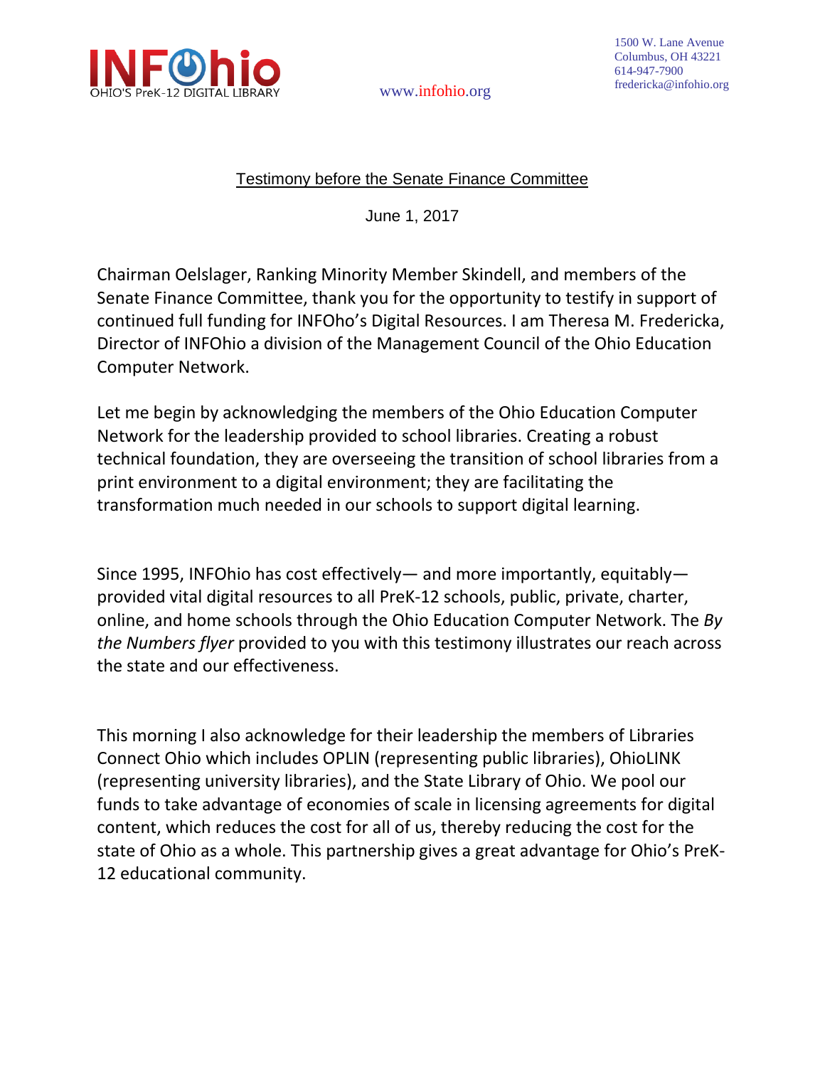INFOhio
OHIO'S PreK-12 DIGITAL LIBRARY

www.infohio.org

1500 W. Lane Avenue
Columbus, OH 43221
614-947-7900
fredericka@infohio.org

<u>Testimony before the Senate Finance Committee</u>

June 1, 2017

Chairman Oelslager, Ranking Minority Member Skindell, and members of the Senate Finance Committee, thank you for the opportunity to testify in support of continued full funding for INFOho's Digital Resources. I am Theresa M. Fredericka, Director of INFOhio a division of the Management Council of the Ohio Education Computer Network.

Let me begin by acknowledging the members of the Ohio Education Computer Network for the leadership provided to school libraries. Creating a robust technical foundation, they are overseeing the transition of school libraries from a print environment to a digital environment; they are facilitating the transformation much needed in our schools to support digital learning.

Since 1995, INFOhio has cost effectively— and more importantly, equitably— provided vital digital resources to all PreK-12 schools, public, private, charter, online, and home schools through the Ohio Education Computer Network. The *By the Numbers flyer* provided to you with this testimony illustrates our reach across the state and our effectiveness.

This morning I also acknowledge for their leadership the members of Libraries Connect Ohio which includes OPLIN (representing public libraries), OhioLINK (representing university libraries), and the State Library of Ohio. We pool our funds to take advantage of economies of scale in licensing agreements for digital content, which reduces the cost for all of us, thereby reducing the cost for the state of Ohio as a whole. This partnership gives a great advantage for Ohio's PreK-12 educational community.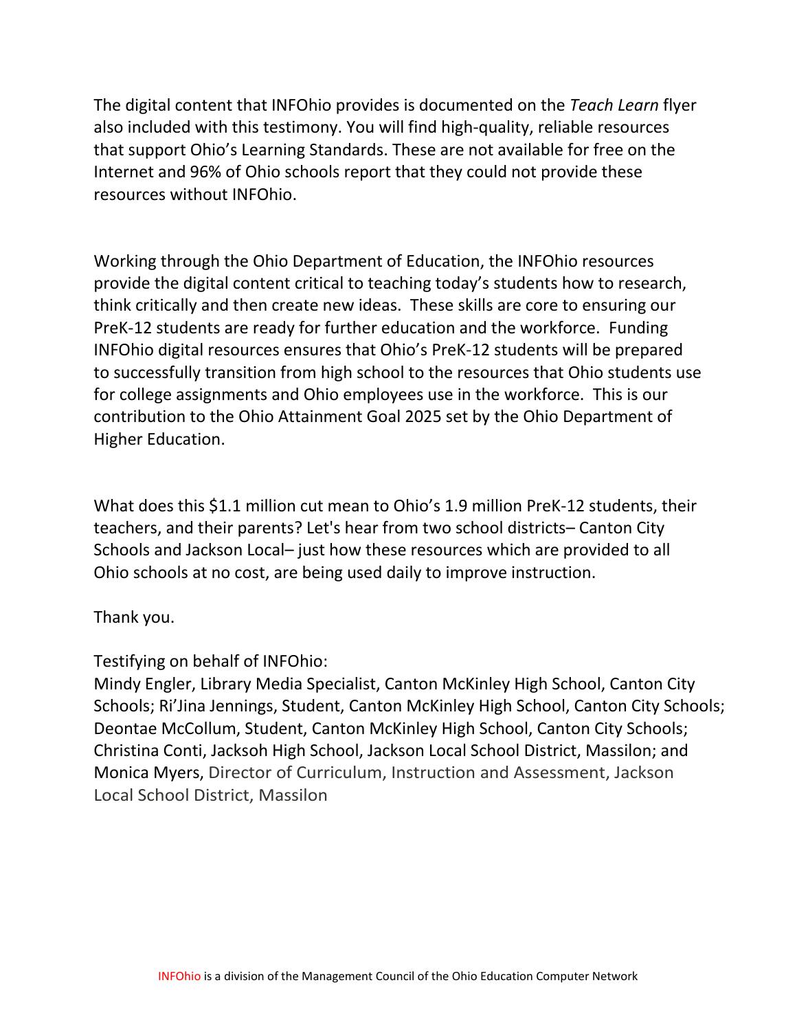The digital content that INFOhio provides is documented on the *Teach Learn* flyer also included with this testimony. You will find high-quality, reliable resources that support Ohio's Learning Standards. These are not available for free on the Internet and 96% of Ohio schools report that they could not provide these resources without INFOhio.

Working through the Ohio Department of Education, the INFOhio resources provide the digital content critical to teaching today's students how to research, think critically and then create new ideas. These skills are core to ensuring our PreK-12 students are ready for further education and the workforce. Funding INFOhio digital resources ensures that Ohio's PreK-12 students will be prepared to successfully transition from high school to the resources that Ohio students use for college assignments and Ohio employees use in the workforce. This is our contribution to the Ohio Attainment Goal 2025 set by the Ohio Department of Higher Education.

What does this $1.1 million cut mean to Ohio's 1.9 million PreK-12 students, their teachers, and their parents? Let's hear from two school districts– Canton City Schools and Jackson Local– just how these resources which are provided to all Ohio schools at no cost, are being used daily to improve instruction.

Thank you.

Testifying on behalf of INFOhio:
Mindy Engler, Library Media Specialist, Canton McKinley High School, Canton City Schools; Ri'Jina Jennings, Student, Canton McKinley High School, Canton City Schools; Deontae McCollum, Student, Canton McKinley High School, Canton City Schools; Christina Conti, Jacksoh High School, Jackson Local School District, Massilon; and Monica Myers, Director of Curriculum, Instruction and Assessment, Jackson Local School District, Massilon

INFOhio is a division of the Management Council of the Ohio Education Computer Network